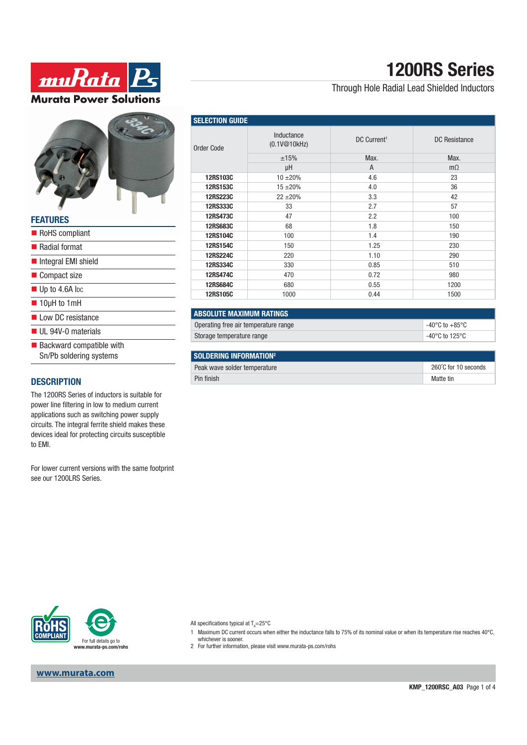Murata Power Solutions

# 1200RS Series

Through Hole Radial Lead Shielded Inductors

## FEATURES

- RoHS compliant
- Radial format
- Integral EMI shield
- Compact size
- Up to 4.6A IDC
- 10µH to 1mH
- Low DC resistance
- UL 94V-0 materials
- Backward compatible with Sn/Pb soldering systems

## DESCRIPTION

The 1200RS Series of inductors is suitable for power line filtering in low to medium current applications such as switching power supply circuits. The integral ferrite shield makes these devices ideal for protecting circuits susceptible to EMI.

For lower current versions with the same footprint see our 1200LRS Series.

## SELECTION GUIDE

| Order Code | Inductance (0.1V@10kHz) | DC Current[1] | DC Resistance |
|---|---|---|---|
| | ±15% | Max. | Max. |
| | µH | A | mΩ |
| **12RS103C** | 10 ±20% | 4.6 | 23 |
| **12RS153C** | 15 ±20% | 4.0 | 36 |
| **12RS223C** | 22 ±20% | 3.3 | 42 |
| **12RS333C** | 33 | 2.7 | 57 |
| **12RS473C** | 47 | 2.2 | 100 |
| **12RS683C** | 68 | 1.8 | 150 |
| **12RS104C** | 100 | 1.4 | 190 |
| **12RS154C** | 150 | 1.25 | 230 |
| **12RS224C** | 220 | 1.10 | 290 |
| **12RS334C** | 330 | 0.85 | 510 |
| **12RS474C** | 470 | 0.72 | 980 |
| **12RS684C** | 680 | 0.55 | 1200 |
| **12RS105C** | 1000 | 0.44 | 1500 |

## ABSOLUTE MAXIMUM RATINGS

| | |
|---|---|
| Operating free air temperature range | -40°C to +85°C |
| Storage temperature range | -40°C to 125°C |

## SOLDERING INFORMATION[2]

| | |
|---|---|
| Peak wave solder temperature | 260°C for 10 seconds |
| Pin finish | Matte tin |

For full details go to www.murata-ps.com/rohs

All specifications typical at $T_A$=25°C

1 Maximum DC current occurs when either the inductance falls to 75% of its nominal value or when its temperature rise reaches 40°C, whichever is sooner.

2 For further information, please visit www.murata-ps.com/rohs

www.murata.com

KMP_1200RSC_A03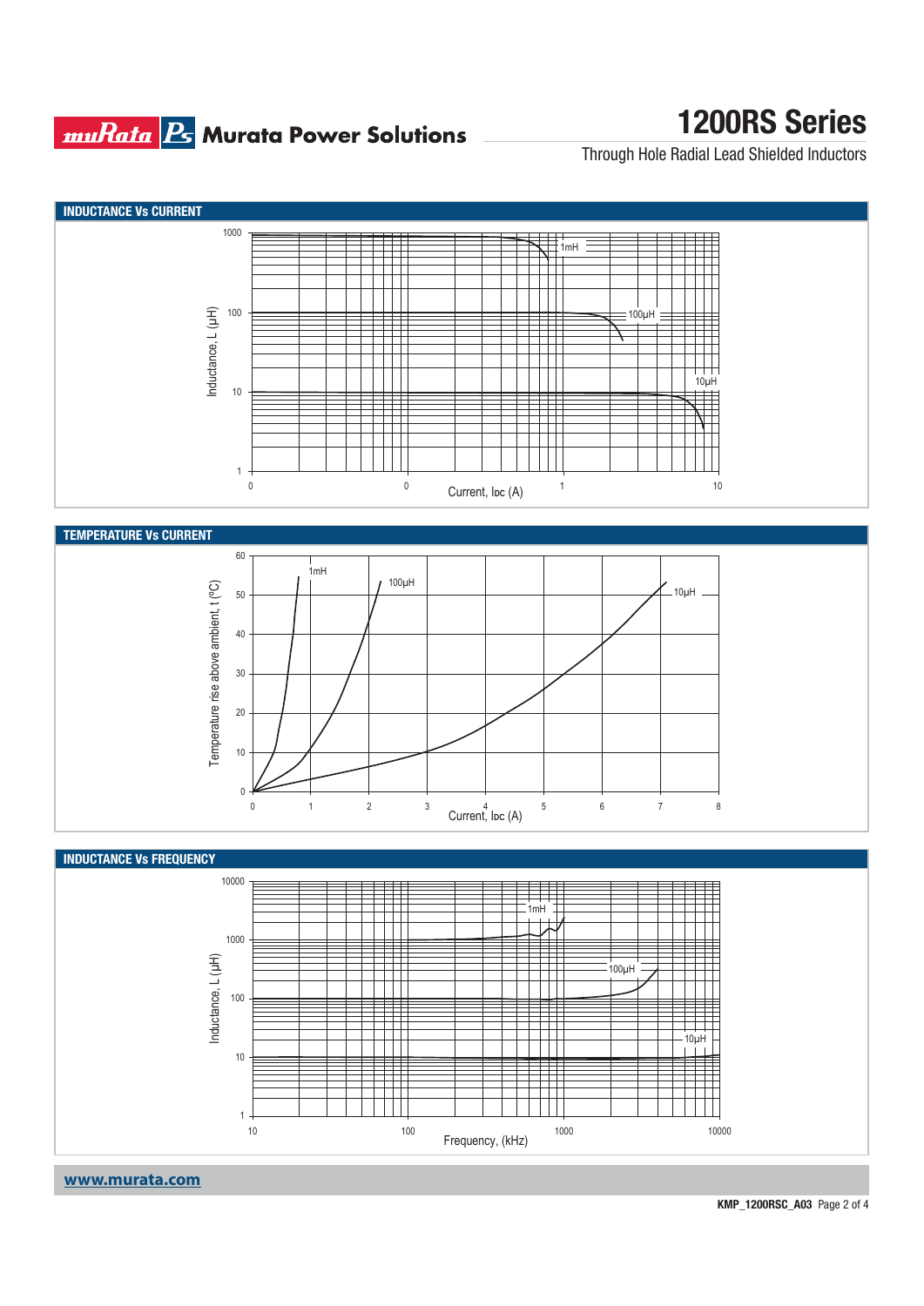## INDUCTANCE Vs CURRENT

Inductance, L (µH)

1000
100
10
1

0 0 1 10

Current, IDC (A)

1mH
100µH
10µH

## TEMPERATURE Vs CURRENT

Temperature rise above ambient, t (°C)

60
50
40
30
20
10
0

0 1 2 3 4 5 6 7 8

Current, IDC (A)

1mH
100µH
10µH

## INDUCTANCE Vs FREQUENCY

Inductance, L (µH)

10000
1000
100
10
1

10 100 1000 10000

Frequency, (kHz)

1mH
100µH
10µH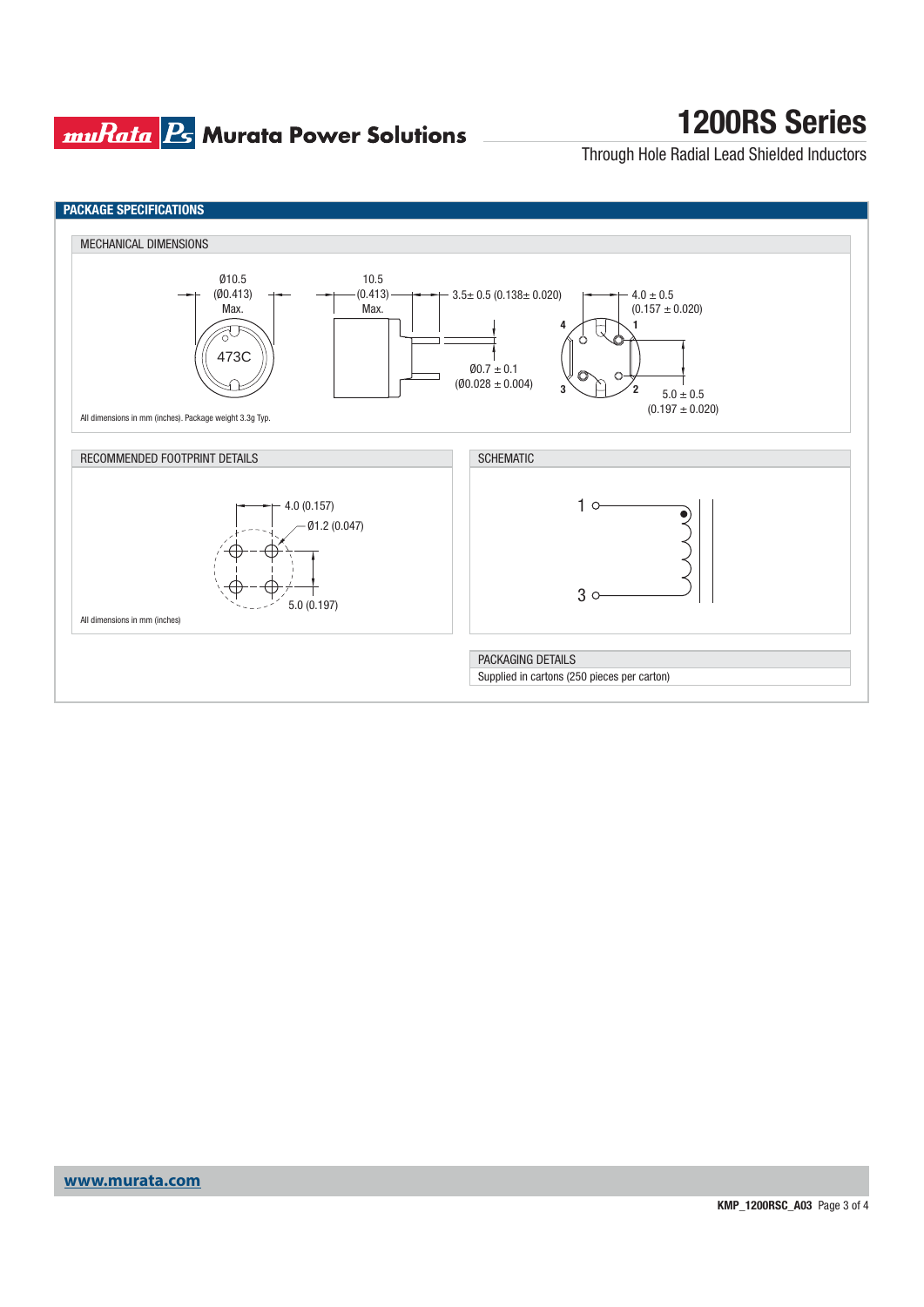# 1200RS Series

Through Hole Radial Lead Shielded Inductors

## PACKAGE SPECIFICATIONS

### MECHANICAL DIMENSIONS

Ø10.5 (Ø0.413) Max.

10.5 (0.413) Max.

3.5± 0.5 (0.138± 0.020)

Ø0.7 ± 0.1 (Ø0.028 ± 0.004)

4.0 ± 0.5 (0.157 ± 0.020)

5.0 ± 0.5 (0.197 ± 0.020)

473C

4 1 3 2

All dimensions in mm (inches). Package weight 3.3g Typ.

### RECOMMENDED FOOTPRINT DETAILS

4.0 (0.157)

Ø1.2 (0.047)

5.0 (0.197)

All dimensions in mm (inches)

### SCHEMATIC

1

3

### PACKAGING DETAILS

Supplied in cartons (250 pieces per carton)

www.murata.com

KMP_1200RSC_A03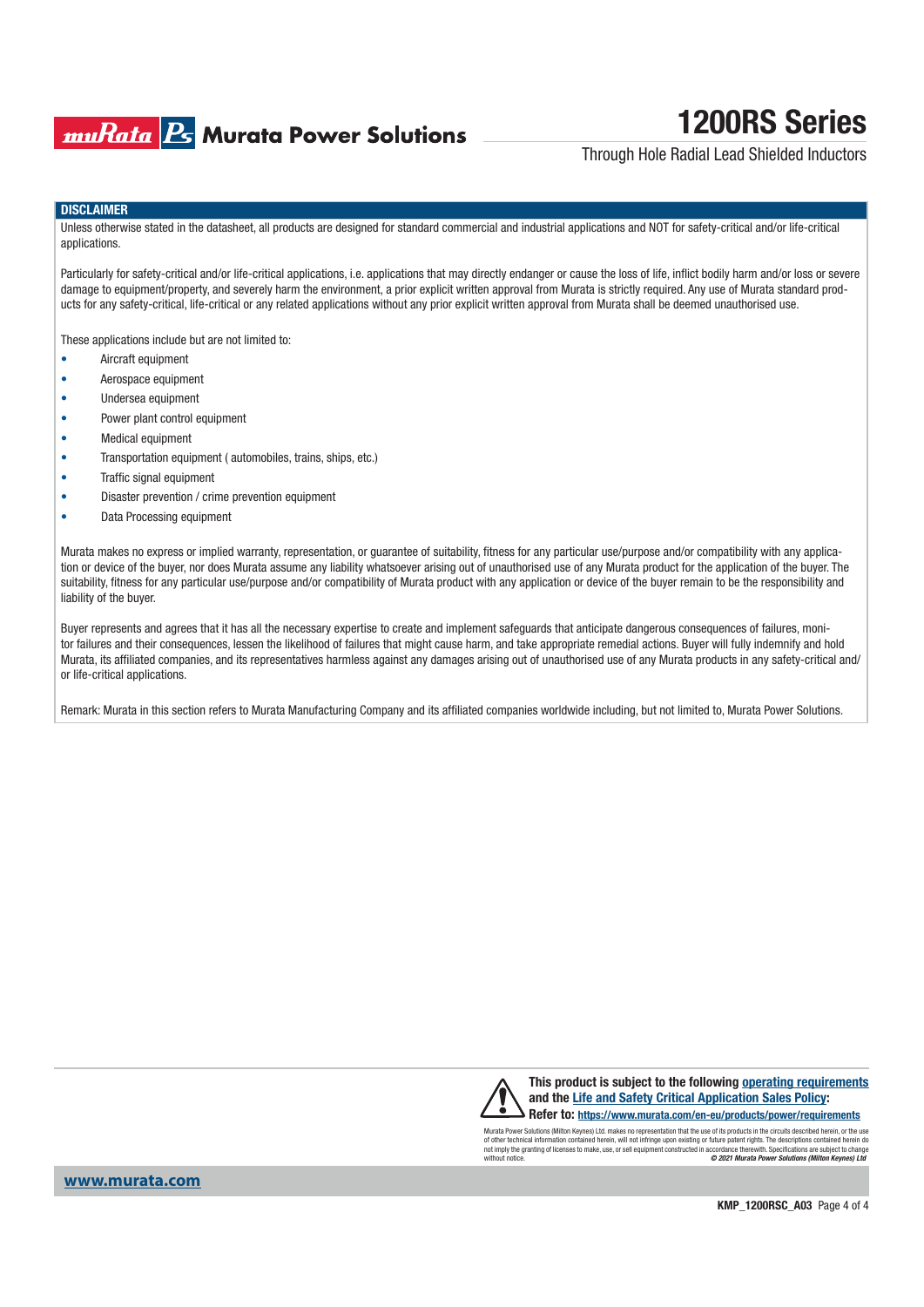## DISCLAIMER

Unless otherwise stated in the datasheet, all products are designed for standard commercial and industrial applications and NOT for safety-critical and/or life-critical applications.

Particularly for safety-critical and/or life-critical applications, i.e. applications that may directly endanger or cause the loss of life, inflict bodily harm and/or loss or severe damage to equipment/property, and severely harm the environment, a prior explicit written approval from Murata is strictly required. Any use of Murata standard products for any safety-critical, life-critical or any related applications without any prior explicit written approval from Murata shall be deemed unauthorised use.

These applications include but are not limited to:

- Aircraft equipment
- Aerospace equipment
- Undersea equipment
- Power plant control equipment
- Medical equipment
- Transportation equipment ( automobiles, trains, ships, etc.)
- Traffic signal equipment
- Disaster prevention / crime prevention equipment
- Data Processing equipment

Murata makes no express or implied warranty, representation, or guarantee of suitability, fitness for any particular use/purpose and/or compatibility with any application or device of the buyer, nor does Murata assume any liability whatsoever arising out of unauthorised use of any Murata product for the application of the buyer. The suitability, fitness for any particular use/purpose and/or compatibility of Murata product with any application or device of the buyer remain to be the responsibility and liability of the buyer.

Buyer represents and agrees that it has all the necessary expertise to create and implement safeguards that anticipate dangerous consequences of failures, monitor failures and their consequences, lessen the likelihood of failures that might cause harm, and take appropriate remedial actions. Buyer will fully indemnify and hold Murata, its affiliated companies, and its representatives harmless against any damages arising out of unauthorised use of any Murata products in any safety-critical and/or life-critical applications.

Remark: Murata in this section refers to Murata Manufacturing Company and its affiliated companies worldwide including, but not limited to, Murata Power Solutions.

**This product is subject to the following operating requirements and the Life and Safety Critical Application Sales Policy:**
**Refer to:** https://www.murata.com/en-eu/products/power/requirements

Murata Power Solutions (Milton Keynes) Ltd. makes no representation that the use of its products in the circuits described herein, or the use of other technical information contained herein, will not infringe upon existing or future patent rights. The descriptions contained herein do not imply the granting of licenses to make, use, or sell equipment constructed in accordance therewith. Specifications are subject to change without notice. *© 2021 Murata Power Solutions (Milton Keynes) Ltd*

www.murata.com

KMP_1200RSC_A03